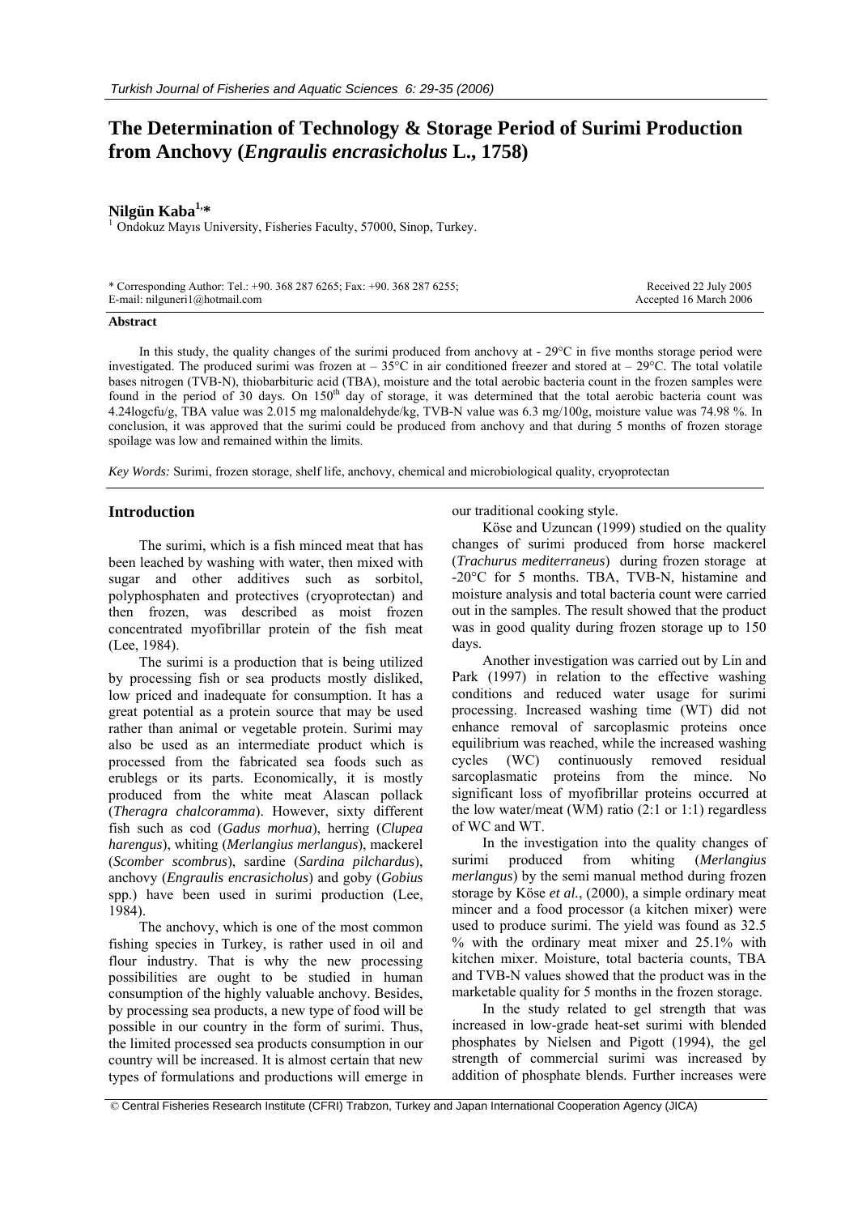# The Determination of Technology & Storage Period of Surimi Production from Anchovy (*Engraulis encrasicholus* L., 1758)

**Nilgün Kaba[1,*]**

[1] Ondokuz Mayıs University, Fisheries Faculty, 57000, Sinop, Turkey.

\* Corresponding Author: Tel.: +90. 368 287 6265; Fax: +90. 368 287 6255; E-mail: nilguneri1@hotmail.com

Received 22 July 2005
Accepted 16 March 2006

**Abstract**

In this study, the quality changes of the surimi produced from anchovy at - 29°C in five months storage period were investigated. The produced surimi was frozen at – 35°C in air conditioned freezer and stored at – 29°C. The total volatile bases nitrogen (TVB-N), thiobarbituric acid (TBA), moisture and the total aerobic bacteria count in the frozen samples were found in the period of 30 days. On 150[th] day of storage, it was determined that the total aerobic bacteria count was 4.24logcfu/g, TBA value was 2.015 mg malonaldehyde/kg, TVB-N value was 6.3 mg/100g, moisture value was 74.98 %. In conclusion, it was approved that the surimi could be produced from anchovy and that during 5 months of frozen storage spoilage was low and remained within the limits.

*Key Words:* Surimi, frozen storage, shelf life, anchovy, chemical and microbiological quality, cryoprotectan

## Introduction

The surimi, which is a fish minced meat that has been leached by washing with water, then mixed with sugar and other additives such as sorbitol, polyphosphaten and protectives (cryoprotectan) and then frozen, was described as moist frozen concentrated myofibrillar protein of the fish meat (Lee, 1984).

The surimi is a production that is being utilized by processing fish or sea products mostly disliked, low priced and inadequate for consumption. It has a great potential as a protein source that may be used rather than animal or vegetable protein. Surimi may also be used as an intermediate product which is processed from the fabricated sea foods such as erublegs or its parts. Economically, it is mostly produced from the white meat Alascan pollack (*Theragra chalcoramma*). However, sixty different fish such as cod (*Gadus morhua*), herring (*Clupea harengus*), whiting (*Merlangius merlangus*), mackerel (*Scomber scombrus*), sardine (*Sardina pilchardus*), anchovy (*Engraulis encrasicholus*) and goby (*Gobius* spp.) have been used in surimi production (Lee, 1984).

The anchovy, which is one of the most common fishing species in Turkey, is rather used in oil and flour industry. That is why the new processing possibilities are ought to be studied in human consumption of the highly valuable anchovy. Besides, by processing sea products, a new type of food will be possible in our country in the form of surimi. Thus, the limited processed sea products consumption in our country will be increased. It is almost certain that new types of formulations and productions will emerge in our traditional cooking style.

Köse and Uzuncan (1999) studied on the quality changes of surimi produced from horse mackerel (*Trachurus mediterraneus*) during frozen storage at -20°C for 5 months. TBA, TVB-N, histamine and moisture analysis and total bacteria count were carried out in the samples. The result showed that the product was in good quality during frozen storage up to 150 days.

Another investigation was carried out by Lin and Park (1997) in relation to the effective washing conditions and reduced water usage for surimi processing. Increased washing time (WT) did not enhance removal of sarcoplasmic proteins once equilibrium was reached, while the increased washing cycles (WC) continuously removed residual sarcoplasmatic proteins from the mince. No significant loss of myofibrillar proteins occurred at the low water/meat (WM) ratio (2:1 or 1:1) regardless of WC and WT.

In the investigation into the quality changes of surimi produced from whiting (*Merlangius merlangus*) by the semi manual method during frozen storage by Köse *et al.*, (2000), a simple ordinary meat mincer and a food processor (a kitchen mixer) were used to produce surimi. The yield was found as 32.5 % with the ordinary meat mixer and 25.1% with kitchen mixer. Moisture, total bacteria counts, TBA and TVB-N values showed that the product was in the marketable quality for 5 months in the frozen storage.

In the study related to gel strength that was increased in low-grade heat-set surimi with blended phosphates by Nielsen and Pigott (1994), the gel strength of commercial surimi was increased by addition of phosphate blends. Further increases were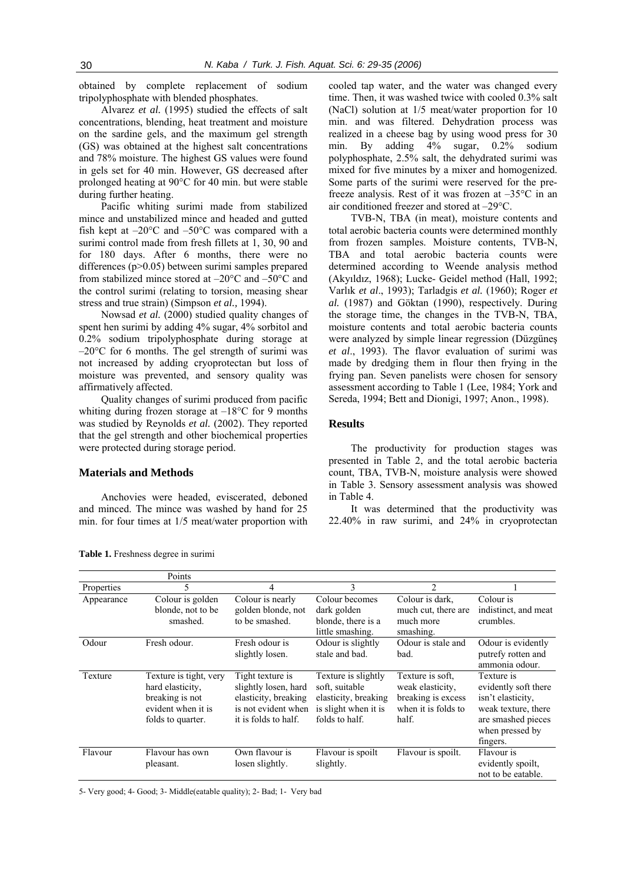obtained by complete replacement of sodium tripolyphosphate with blended phosphates.

Alvarez *et al.* (1995) studied the effects of salt concentrations, blending, heat treatment and moisture on the sardine gels, and the maximum gel strength (GS) was obtained at the highest salt concentrations and 78% moisture. The highest GS values were found in gels set for 40 min. However, GS decreased after prolonged heating at 90°C for 40 min. but were stable during further heating.

Pacific whiting surimi made from stabilized mince and unstabilized mince and headed and gutted fish kept at –20°C and –50°C was compared with a surimi control made from fresh fillets at 1, 30, 90 and for 180 days. After 6 months, there were no differences ($p>0.05$) between surimi samples prepared from stabilized mince stored at –20°C and –50°C and the control surimi (relating to torsion, measing shear stress and true strain) (Simpson *et al.,* 1994).

Nowsad *et al.* (2000) studied quality changes of spent hen surimi by adding 4% sugar, 4% sorbitol and 0.2% sodium tripolyphosphate during storage at –20°C for 6 months. The gel strength of surimi was not increased by adding cryoprotectan but loss of moisture was prevented, and sensory quality was affirmatively affected.

Quality changes of surimi produced from pacific whiting during frozen storage at –18°C for 9 months was studied by Reynolds *et al.* (2002). They reported that the gel strength and other biochemical properties were protected during storage period.

## Materials and Methods

Anchovies were headed, eviscerated, deboned and minced. The mince was washed by hand for 25 min. for four times at 1/5 meat/water proportion with cooled tap water, and the water was changed every time. Then, it was washed twice with cooled 0.3% salt (NaCl) solution at 1/5 meat/water proportion for 10 min. and was filtered. Dehydration process was realized in a cheese bag by using wood press for 30 min. By adding 4% sugar, 0.2% sodium polyphosphate, 2.5% salt, the dehydrated surimi was mixed for five minutes by a mixer and homogenized. Some parts of the surimi were reserved for the pre-freeze analysis. Rest of it was frozen at –35°C in an air conditioned freezer and stored at –29°C.

TVB-N, TBA (in meat), moisture contents and total aerobic bacteria counts were determined monthly from frozen samples. Moisture contents, TVB-N, TBA and total aerobic bacteria counts were determined according to Weende analysis method (Akyıldız, 1968); Lucke- Geidel method (Hall, 1992; Varlık *et al*., 1993); Tarladgis *et al.* (1960); Roger *et al.* (1987) and Göktan (1990), respectively. During the storage time, the changes in the TVB-N, TBA, moisture contents and total aerobic bacteria counts were analyzed by simple linear regression (Düzgüneş *et al*., 1993). The flavor evaluation of surimi was made by dredging them in flour then frying in the frying pan. Seven panelists were chosen for sensory assessment according to Table 1 (Lee, 1984; York and Sereda, 1994; Bett and Dionigi, 1997; Anon., 1998).

## Results

The productivity for production stages was presented in Table 2, and the total aerobic bacteria count, TBA, TVB-N, moisture analysis were showed in Table 3. Sensory assessment analysis was showed in Table 4.

It was determined that the productivity was 22.40% in raw surimi, and 24% in cryoprotectan

**Table 1.** Freshness degree in surimi

| | Points | | | | |
|---|---|---|---|---|---|
| Properties | 5 | 4 | 3 | 2 | 1 |
| Appearance | Colour is golden blonde, not to be smashed. | Colour is nearly golden blonde, not to be smashed. | Colour becomes dark golden blonde, there is a little smashing. | Colour is dark, much cut, there are much more smashing. | Colour is indistinct, and meat crumbles. |
| Odour | Fresh odour. | Fresh odour is slightly losen. | Odour is slightly stale and bad. | Odour is stale and bad. | Odour is evidently putrefy rotten and ammonia odour. |
| Texture | Texture is tight, very hard elasticity, breaking is not evident when it is folds to quarter. | Tight texture is slightly losen, hard elasticity, breaking is not evident when it is folds to half. | Texture is slightly soft, suitable elasticity, breaking is slight when it is folds to half. | Texture is soft, weak elasticity, breaking is excess when it is folds to half. | Texture is evidently soft there isn't elasticity, weak texture, there are smashed pieces when pressed by fingers. |
| Flavour | Flavour has own pleasant. | Own flavour is losen slightly. | Flavour is spoilt slightly. | Flavour is spoilt. | Flavour is evidently spoilt, not to be eatable. |

5- Very good; 4- Good; 3- Middle(eatable quality); 2- Bad; 1- Very bad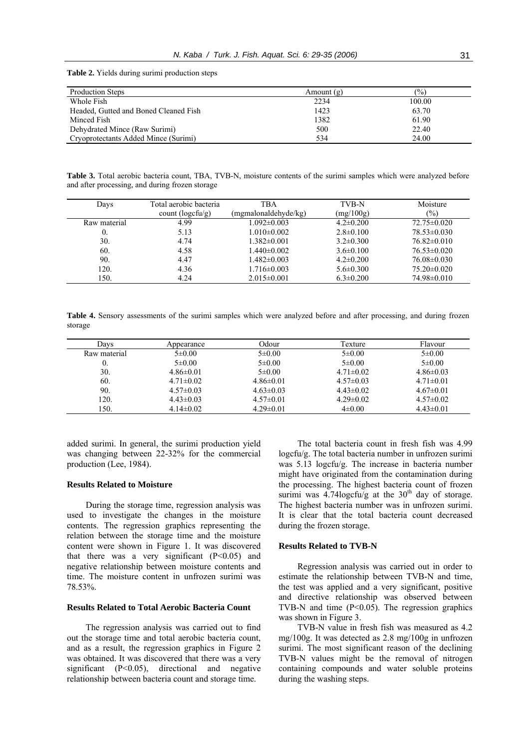**Table 2.** Yields during surimi production steps

| Production Steps | Amount (g) | (%) |
|---|---|---|
| Whole Fish | 2234 | 100.00 |
| Headed, Gutted and Boned Cleaned Fish | 1423 | 63.70 |
| Minced Fish | 1382 | 61.90 |
| Dehydrated Mince (Raw Surimi) | 500 | 22.40 |
| Cryoprotectants Added Mince (Surimi) | 534 | 24.00 |

**Table 3.** Total aerobic bacteria count, TBA, TVB-N, moisture contents of the surimi samples which were analyzed before and after processing, and during frozen storage

| Days | Total aerobic bacteria count (logcfu/g) | TBA (mgmalonaldehyde/kg) | TVB-N (mg/100g) | Moisture (%) |
|---|---|---|---|---|
| Raw material | 4.99 | 1.092±0.003 | 4.2±0.200 | 72.75±0.020 |
| 0. | 5.13 | 1.010±0.002 | 2.8±0.100 | 78.53±0.030 |
| 30. | 4.74 | 1.382±0.001 | 3.2±0.300 | 76.82±0.010 |
| 60. | 4.58 | 1.440±0.002 | 3.6±0.100 | 76.53±0.020 |
| 90. | 4.47 | 1.482±0.003 | 4.2±0.200 | 76.08±0.030 |
| 120. | 4.36 | 1.716±0.003 | 5.6±0.300 | 75.20±0.020 |
| 150. | 4.24 | 2.015±0.001 | 6.3±0.200 | 74.98±0.010 |

**Table 4.** Sensory assessments of the surimi samples which were analyzed before and after processing, and during frozen storage

| Days | Appearance | Odour | Texture | Flavour |
|---|---|---|---|---|
| Raw material | 5±0.00 | 5±0.00 | 5±0.00 | 5±0.00 |
| 0. | 5±0.00 | 5±0.00 | 5±0.00 | 5±0.00 |
| 30. | 4.86±0.01 | 5±0.00 | 4.71±0.02 | 4.86±0.03 |
| 60. | 4.71±0.02 | 4.86±0.01 | 4.57±0.03 | 4.71±0.01 |
| 90. | 4.57±0.03 | 4.63±0.03 | 4.43±0.02 | 4.67±0.01 |
| 120. | 4.43±0.03 | 4.57±0.01 | 4.29±0.02 | 4.57±0.02 |
| 150. | 4.14±0.02 | 4.29±0.01 | 4±0.00 | 4.43±0.01 |

added surimi. In general, the surimi production yield was changing between 22-32% for the commercial production (Lee, 1984).

### Results Related to Moisture

During the storage time, regression analysis was used to investigate the changes in the moisture contents. The regression graphics representing the relation between the storage time and the moisture content were shown in Figure 1. It was discovered that there was a very significant ($P<0.05$) and negative relationship between moisture contents and time. The moisture content in unfrozen surimi was 78.53%.

### Results Related to Total Aerobic Bacteria Count

The regression analysis was carried out to find out the storage time and total aerobic bacteria count, and as a result, the regression graphics in Figure 2 was obtained. It was discovered that there was a very significant ($P<0.05$), directional and negative relationship between bacteria count and storage time.

The total bacteria count in fresh fish was 4.99 logcfu/g. The total bacteria number in unfrozen surimi was 5.13 logcfu/g. The increase in bacteria number might have originated from the contamination during the processing. The highest bacteria count of frozen surimi was 4.74logcfu/g at the 30$^{th}$ day of storage. The highest bacteria number was in unfrozen surimi. It is clear that the total bacteria count decreased during the frozen storage.

### Results Related to TVB-N

Regression analysis was carried out in order to estimate the relationship between TVB-N and time, the test was applied and a very significant, positive and directive relationship was observed between TVB-N and time ($P<0.05$). The regression graphics was shown in Figure 3.

TVB-N value in fresh fish was measured as 4.2 mg/100g. It was detected as 2.8 mg/100g in unfrozen surimi. The most significant reason of the declining TVB-N values might be the removal of nitrogen containing compounds and water soluble proteins during the washing steps.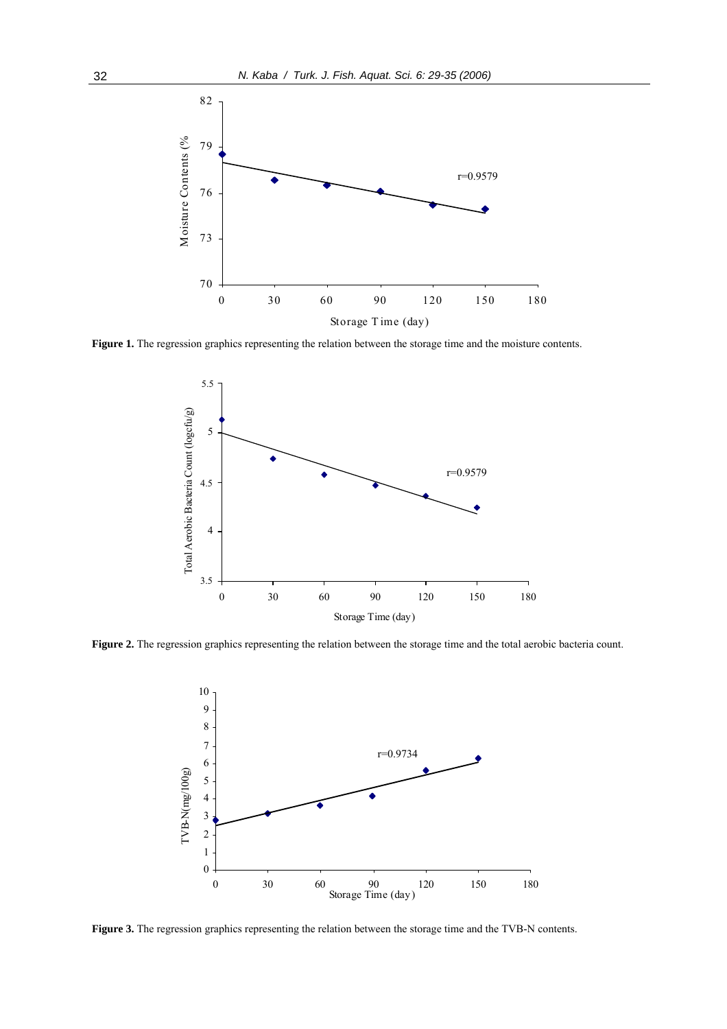Figure 1. The regression graphics representing the relation between the storage time and the moisture contents.

Figure 2. The regression graphics representing the relation between the storage time and the total aerobic bacteria count.

Figure 3. The regression graphics representing the relation between the storage time and the TVB-N contents.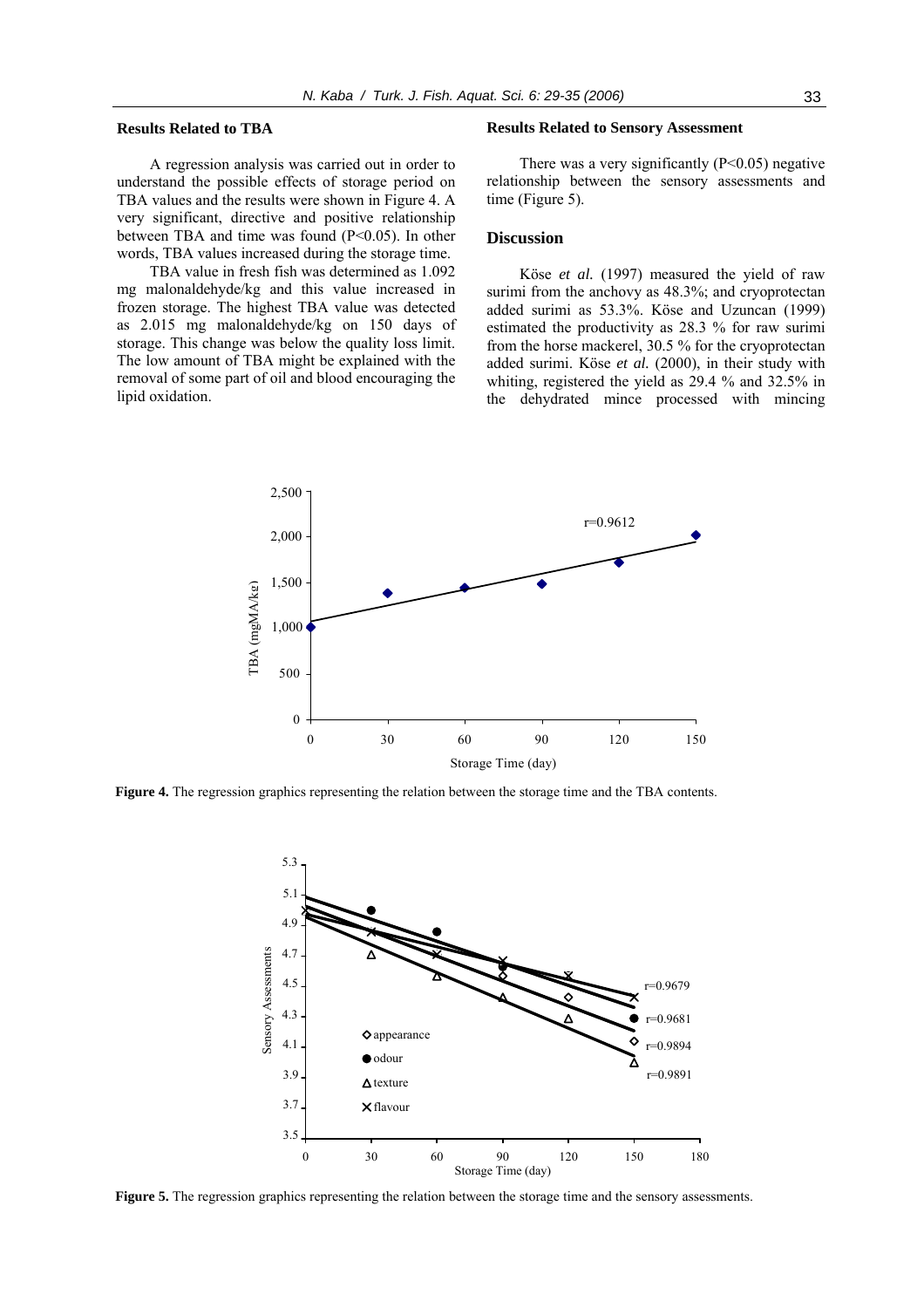### Results Related to TBA

A regression analysis was carried out in order to understand the possible effects of storage period on TBA values and the results were shown in Figure 4. A very significant, directive and positive relationship between TBA and time was found ($P<0.05$). In other words, TBA values increased during the storage time.

TBA value in fresh fish was determined as 1.092 mg malonaldehyde/kg and this value increased in frozen storage. The highest TBA value was detected as 2.015 mg malonaldehyde/kg on 150 days of storage. This change was below the quality loss limit. The low amount of TBA might be explained with the removal of some part of oil and blood encouraging the lipid oxidation.

### Results Related to Sensory Assessment

There was a very significantly ($P<0.05$) negative relationship between the sensory assessments and time (Figure 5).

## Discussion

Köse *et al.* (1997) measured the yield of raw surimi from the anchovy as 48.3%; and cryoprotectan added surimi as 53.3%. Köse and Uzuncan (1999) estimated the productivity as 28.3 % for raw surimi from the horse mackerel, 30.5 % for the cryoprotectan added surimi. Köse *et al.* (2000), in their study with whiting, registered the yield as 29.4 % and 32.5% in the dehydrated mince processed with mincing

**Figure 4.** The regression graphics representing the relation between the storage time and the TBA contents.

**Figure 5.** The regression graphics representing the relation between the storage time and the sensory assessments.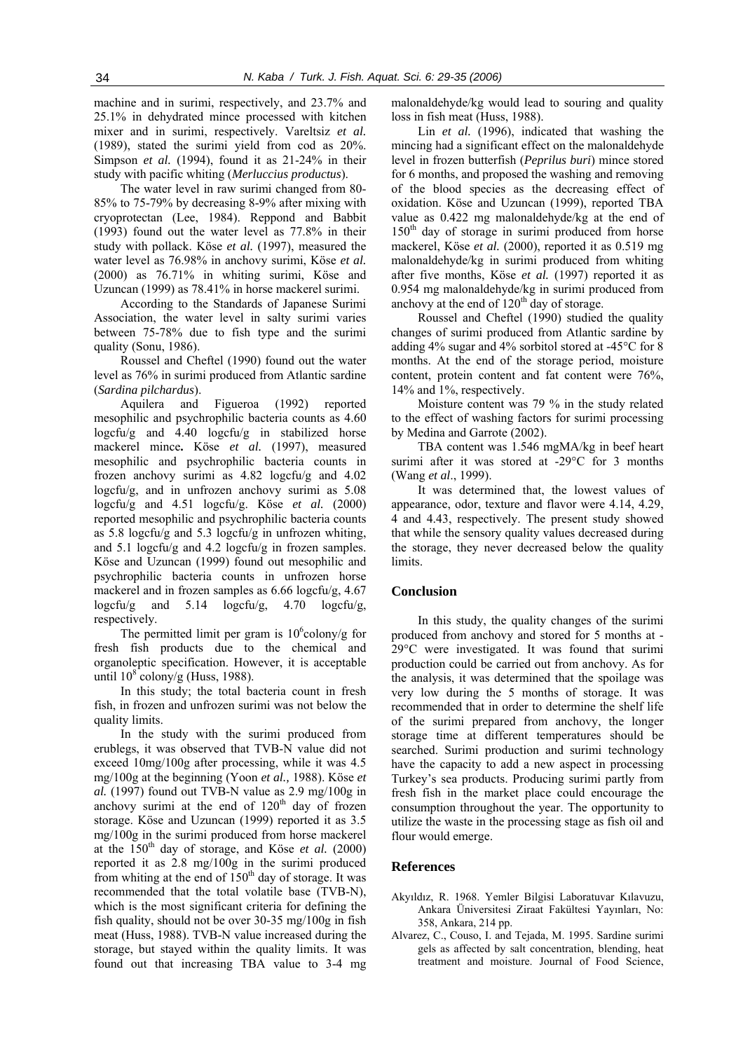machine and in surimi, respectively, and 23.7% and 25.1% in dehydrated mince processed with kitchen mixer and in surimi, respectively. Vareltsiz *et al.* (1989), stated the surimi yield from cod as 20%. Simpson *et al.* (1994), found it as 21-24% in their study with pacific whiting (*Merluccius productus*).

The water level in raw surimi changed from 80-85% to 75-79% by decreasing 8-9% after mixing with cryoprotectan (Lee, 1984). Reppond and Babbit (1993) found out the water level as 77.8% in their study with pollack. Köse *et al.* (1997), measured the water level as 76.98% in anchovy surimi, Köse *et al.* (2000) as 76.71% in whiting surimi, Köse and Uzuncan (1999) as 78.41% in horse mackerel surimi.

According to the Standards of Japanese Surimi Association, the water level in salty surimi varies between 75-78% due to fish type and the surimi quality (Sonu, 1986).

Roussel and Cheftel (1990) found out the water level as 76% in surimi produced from Atlantic sardine (*Sardina pilchardus*).

Aquilera and Figueroa (1992) reported mesophilic and psychrophilic bacteria counts as 4.60 logcfu/g and 4.40 logcfu/g in stabilized horse mackerel mince**.** Köse *et al.* (1997), measured mesophilic and psychrophilic bacteria counts in frozen anchovy surimi as 4.82 logcfu/g and 4.02 logcfu/g, and in unfrozen anchovy surimi as 5.08 logcfu/g and 4.51 logcfu/g. Köse *et al.* (2000) reported mesophilic and psychrophilic bacteria counts as 5.8 logcfu/g and 5.3 logcfu/g in unfrozen whiting, and 5.1 logcfu/g and 4.2 logcfu/g in frozen samples. Köse and Uzuncan (1999) found out mesophilic and psychrophilic bacteria counts in unfrozen horse mackerel and in frozen samples as 6.66 logcfu/g, 4.67 logcfu/g and 5.14 logcfu/g, 4.70 logcfu/g, respectively.

The permitted limit per gram is $10^6$colony/g for fresh fish products due to the chemical and organoleptic specification. However, it is acceptable until $10^8$ colony/g (Huss, 1988).

In this study; the total bacteria count in fresh fish, in frozen and unfrozen surimi was not below the quality limits.

In the study with the surimi produced from erublegs, it was observed that TVB-N value did not exceed 10mg/100g after processing, while it was 4.5 mg/100g at the beginning (Yoon *et al.,* 1988). Köse *et al.* (1997) found out TVB-N value as 2.9 mg/100g in anchovy surimi at the end of 120th day of frozen storage. Köse and Uzuncan (1999) reported it as 3.5 mg/100g in the surimi produced from horse mackerel at the 150th day of storage, and Köse *et al.* (2000) reported it as 2.8 mg/100g in the surimi produced from whiting at the end of 150th day of storage. It was recommended that the total volatile base (TVB-N), which is the most significant criteria for defining the fish quality, should not be over 30-35 mg/100g in fish meat (Huss, 1988). TVB-N value increased during the storage, but stayed within the quality limits. It was found out that increasing TBA value to 3-4 mg malonaldehyde/kg would lead to souring and quality loss in fish meat (Huss, 1988).

Lin *et al.* (1996), indicated that washing the mincing had a significant effect on the malonaldehyde level in frozen butterfish (*Peprilus buri*) mince stored for 6 months, and proposed the washing and removing of the blood species as the decreasing effect of oxidation. Köse and Uzuncan (1999), reported TBA value as 0.422 mg malonaldehyde/kg at the end of 150th day of storage in surimi produced from horse mackerel, Köse *et al.* (2000), reported it as 0.519 mg malonaldehyde/kg in surimi produced from whiting after five months, Köse *et al.* (1997) reported it as 0.954 mg malonaldehyde/kg in surimi produced from anchovy at the end of 120th day of storage.

Roussel and Cheftel (1990) studied the quality changes of surimi produced from Atlantic sardine by adding 4% sugar and 4% sorbitol stored at -45°C for 8 months. At the end of the storage period, moisture content, protein content and fat content were 76%, 14% and 1%, respectively.

Moisture content was 79 % in the study related to the effect of washing factors for surimi processing by Medina and Garrote (2002).

TBA content was 1.546 mgMA/kg in beef heart surimi after it was stored at -29°C for 3 months (Wang *et al*., 1999).

It was determined that, the lowest values of appearance, odor, texture and flavor were 4.14, 4.29, 4 and 4.43, respectively. The present study showed that while the sensory quality values decreased during the storage, they never decreased below the quality limits.

## Conclusion

In this study, the quality changes of the surimi produced from anchovy and stored for 5 months at -29°C were investigated. It was found that surimi production could be carried out from anchovy. As for the analysis, it was determined that the spoilage was very low during the 5 months of storage. It was recommended that in order to determine the shelf life of the surimi prepared from anchovy, the longer storage time at different temperatures should be searched. Surimi production and surimi technology have the capacity to add a new aspect in processing Turkey's sea products. Producing surimi partly from fresh fish in the market place could encourage the consumption throughout the year. The opportunity to utilize the waste in the processing stage as fish oil and flour would emerge.

## References

Akyıldız, R. 1968. Yemler Bilgisi Laboratuvar Kılavuzu, Ankara Üniversitesi Ziraat Fakültesi Yayınları, No: 358, Ankara, 214 pp.

Alvarez, C., Couso, I. and Tejada, M. 1995. Sardine surimi gels as affected by salt concentration, blending, heat treatment and moisture. Journal of Food Science,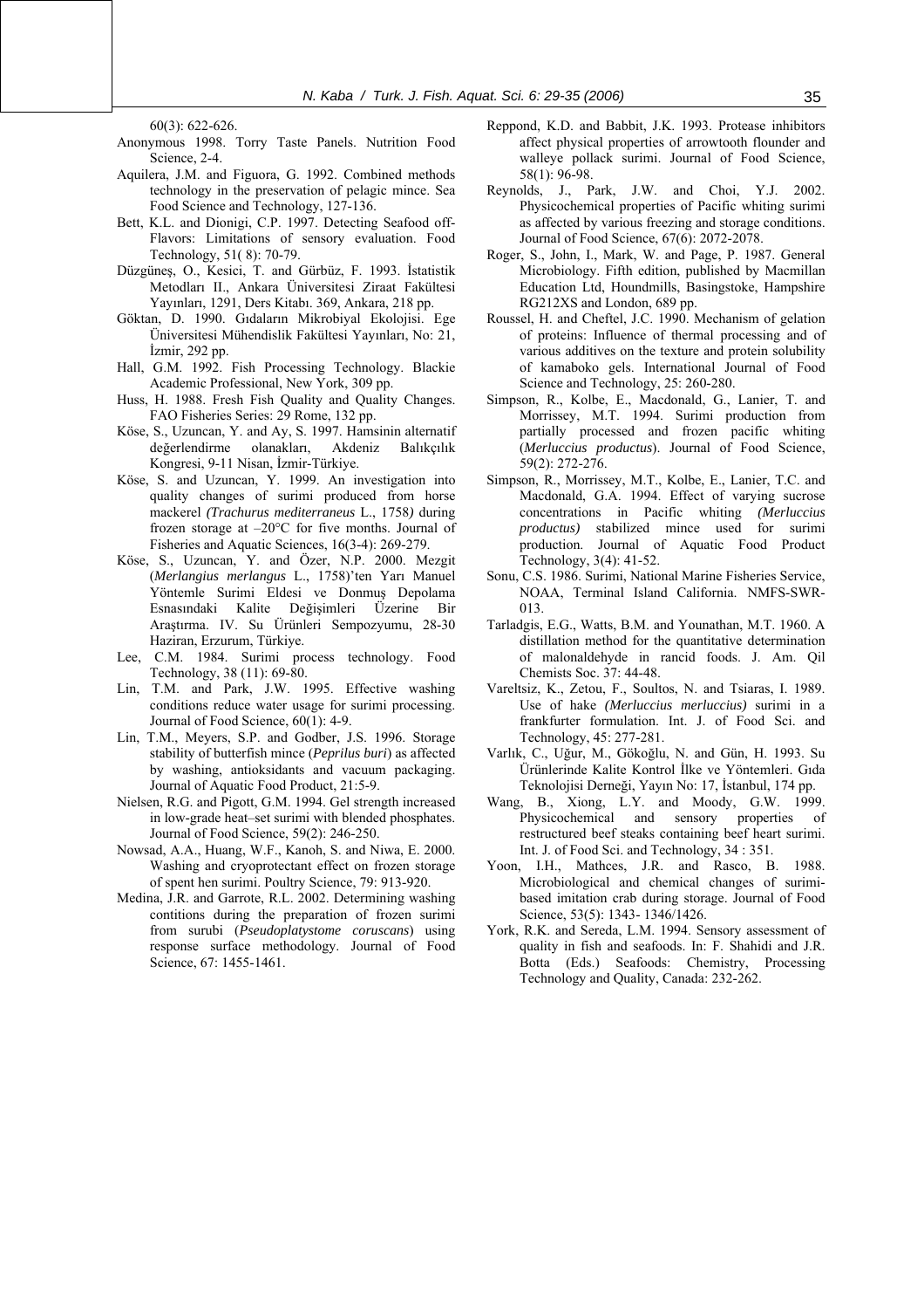60(3): 622-626.

Anonymous 1998. Torry Taste Panels. Nutrition Food Science, 2-4.

Aquilera, J.M. and Figuora, G. 1992. Combined methods technology in the preservation of pelagic mince. Sea Food Science and Technology, 127-136.

Bett, K.L. and Dionigi, C.P. 1997. Detecting Seafood off-Flavors: Limitations of sensory evaluation. Food Technology, 51( 8): 70-79.

Düzgüneş, O., Kesici, T. and Gürbüz, F. 1993. İstatistik Metodları II., Ankara Üniversitesi Ziraat Fakültesi Yayınları, 1291, Ders Kitabı. 369, Ankara, 218 pp.

Göktan, D. 1990. Gıdaların Mikrobiyal Ekolojisi. Ege Üniversitesi Mühendislik Fakültesi Yayınları, No: 21, İzmir, 292 pp.

Hall, G.M. 1992. Fish Processing Technology. Blackie Academic Professional, New York, 309 pp.

Huss, H. 1988. Fresh Fish Quality and Quality Changes. FAO Fisheries Series: 29 Rome, 132 pp.

Köse, S., Uzuncan, Y. and Ay, S. 1997. Hamsinin alternatif değerlendirme olanakları, Akdeniz Balıkçılık Kongresi, 9-11 Nisan, İzmir-Türkiye.

Köse, S. and Uzuncan, Y. 1999. An investigation into quality changes of surimi produced from horse mackerel *(Trachurus mediterraneus* L., 1758*)* during frozen storage at –20°C for five months. Journal of Fisheries and Aquatic Sciences, 16(3-4): 269-279.

Köse, S., Uzuncan, Y. and Özer, N.P. 2000. Mezgit (*Merlangius merlangus* L., 1758)'ten Yarı Manuel Yöntemle Surimi Eldesi ve Donmuş Depolama Esnasındaki Kalite Değişimleri Üzerine Bir Araştırma. IV. Su Ürünleri Sempozyumu, 28-30 Haziran, Erzurum, Türkiye.

Lee, C.M. 1984. Surimi process technology. Food Technology, 38 (11): 69-80.

Lin, T.M. and Park, J.W. 1995. Effective washing conditions reduce water usage for surimi processing. Journal of Food Science, 60(1): 4-9.

Lin, T.M., Meyers, S.P. and Godber, J.S. 1996. Storage stability of butterfish mince (*Peprilus buri*) as affected by washing, antioksidants and vacuum packaging. Journal of Aquatic Food Product, 21:5-9.

Nielsen, R.G. and Pigott, G.M. 1994. Gel strength increased in low-grade heat–set surimi with blended phosphates. Journal of Food Science, 59(2): 246-250.

Nowsad, A.A., Huang, W.F., Kanoh, S. and Niwa, E. 2000. Washing and cryoprotectant effect on frozen storage of spent hen surimi. Poultry Science, 79: 913-920.

Medina, J.R. and Garrote, R.L. 2002. Determining washing contitions during the preparation of frozen surimi from surubi (*Pseudoplatystome coruscans*) using response surface methodology. Journal of Food Science, 67: 1455-1461.

Reppond, K.D. and Babbit, J.K. 1993. Protease inhibitors affect physical properties of arrowtooth flounder and walleye pollack surimi. Journal of Food Science, 58(1): 96-98.

Reynolds, J., Park, J.W. and Choi, Y.J. 2002. Physicochemical properties of Pacific whiting surimi as affected by various freezing and storage conditions. Journal of Food Science, 67(6): 2072-2078.

Roger, S., John, I., Mark, W. and Page, P. 1987. General Microbiology. Fifth edition, published by Macmillan Education Ltd, Houndmills, Basingstoke, Hampshire RG212XS and London, 689 pp.

Roussel, H. and Cheftel, J.C. 1990. Mechanism of gelation of proteins: Influence of thermal processing and of various additives on the texture and protein solubility of kamaboko gels. International Journal of Food Science and Technology, 25: 260-280.

Simpson, R., Kolbe, E., Macdonald, G., Lanier, T. and Morrissey, M.T. 1994. Surimi production from partially processed and frozen pacific whiting (*Merluccius productus*). Journal of Food Science, 59(2): 272-276.

Simpson, R., Morrissey, M.T., Kolbe, E., Lanier, T.C. and Macdonald, G.A. 1994. Effect of varying sucrose concentrations in Pacific whiting *(Merluccius productus)* stabilized mince used for surimi production. Journal of Aquatic Food Product Technology, 3(4): 41-52.

Sonu, C.S. 1986. Surimi, National Marine Fisheries Service, NOAA, Terminal Island California. NMFS-SWR-013.

Tarladgis, E.G., Watts, B.M. and Younathan, M.T. 1960. A distillation method for the quantitative determination of malonaldehyde in rancid foods. J. Am. Qil Chemists Soc. 37: 44-48.

Vareltsiz, K., Zetou, F., Soultos, N. and Tsiaras, I. 1989. Use of hake *(Merluccius merluccius)* surimi in a frankfurter formulation. Int. J. of Food Sci. and Technology, 45: 277-281.

Varlık, C., Uğur, M., Gökoğlu, N. and Gün, H. 1993. Su Ürünlerinde Kalite Kontrol İlke ve Yöntemleri. Gıda Teknolojisi Derneği, Yayın No: 17, İstanbul, 174 pp.

Wang, B., Xiong, L.Y. and Moody, G.W. 1999. Physicochemical and sensory properties of restructured beef steaks containing beef heart surimi. Int. J. of Food Sci. and Technology, 34 : 351.

Yoon, I.H., Mathces, J.R. and Rasco, B. 1988. Microbiological and chemical changes of surimi-based imitation crab during storage. Journal of Food Science, 53(5): 1343- 1346/1426.

York, R.K. and Sereda, L.M. 1994. Sensory assessment of quality in fish and seafoods. In: F. Shahidi and J.R. Botta (Eds.) Seafoods: Chemistry, Processing Technology and Quality, Canada: 232-262.